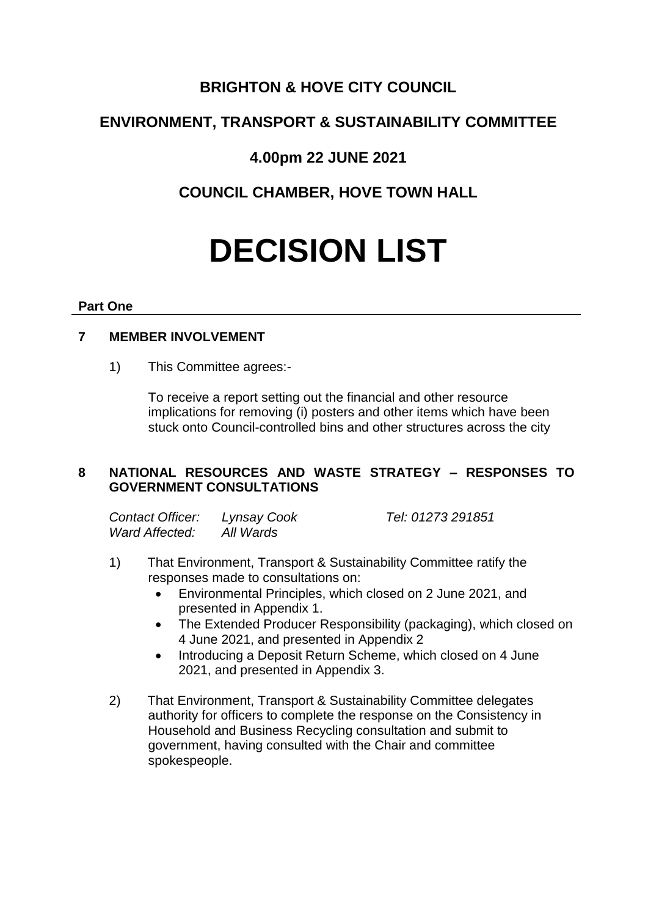# BRIGHTON & HOVE CITY COUNCIL

## ENVIRONMENT, TRANSPORT & SUSTAINABILITY COMMITTEE

## 4.00pm 22 JUNE 2021

## COUNCIL CHAMBER, HOVE TOWN HALL

# DECISION LIST

**Part One**

### 7 MEMBER INVOLVEMENT

1) This Committee agrees:-

   To receive a report setting out the financial and other resource implications for removing (i) posters and other items which have been stuck onto Council-controlled bins and other structures across the city

### 8 NATIONAL RESOURCES AND WASTE STRATEGY – RESPONSES TO GOVERNMENT CONSULTATIONS

*Contact Officer:* *Lynsay Cook* *Tel: 01273 291851*
*Ward Affected:* *All Wards*

1) That Environment, Transport & Sustainability Committee ratify the responses made to consultations on:
   - Environmental Principles, which closed on 2 June 2021, and presented in Appendix 1.
   - The Extended Producer Responsibility (packaging), which closed on 4 June 2021, and presented in Appendix 2
   - Introducing a Deposit Return Scheme, which closed on 4 June 2021, and presented in Appendix 3.

2) That Environment, Transport & Sustainability Committee delegates authority for officers to complete the response on the Consistency in Household and Business Recycling consultation and submit to government, having consulted with the Chair and committee spokespeople.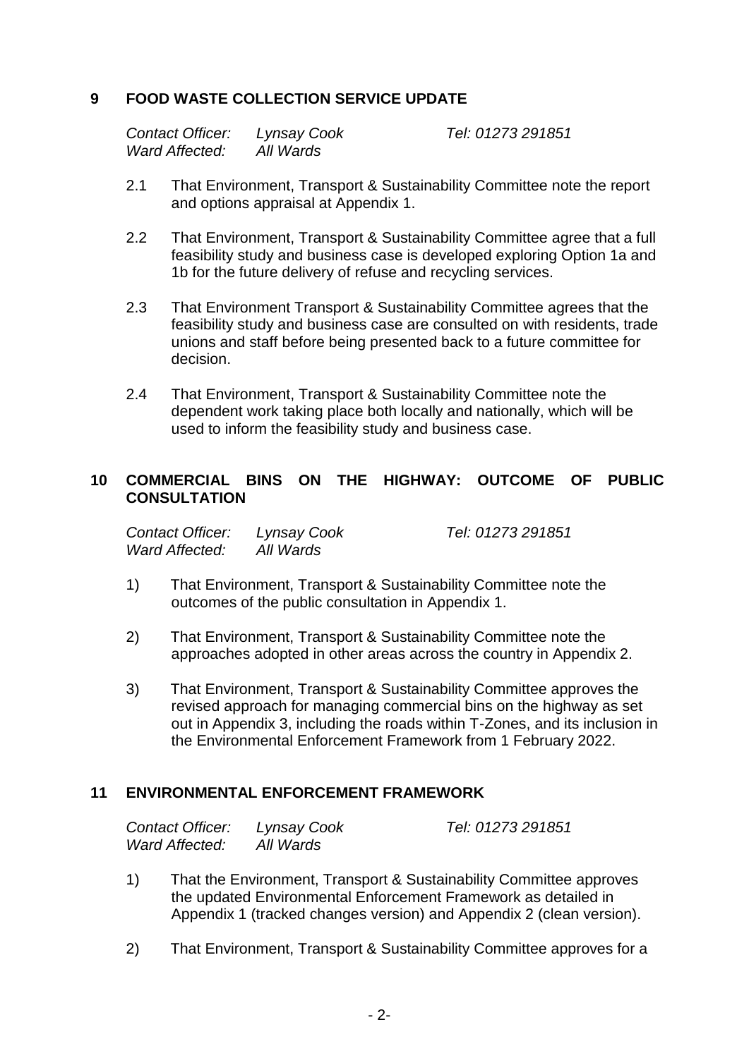## 9 FOOD WASTE COLLECTION SERVICE UPDATE

*Contact Officer:* *Lynsay Cook* *Tel: 01273 291851*
*Ward Affected:* *All Wards*

2.1 That Environment, Transport & Sustainability Committee note the report and options appraisal at Appendix 1.

2.2 That Environment, Transport & Sustainability Committee agree that a full feasibility study and business case is developed exploring Option 1a and 1b for the future delivery of refuse and recycling services.

2.3 That Environment Transport & Sustainability Committee agrees that the feasibility study and business case are consulted on with residents, trade unions and staff before being presented back to a future committee for decision.

2.4 That Environment, Transport & Sustainability Committee note the dependent work taking place both locally and nationally, which will be used to inform the feasibility study and business case.

## 10 COMMERCIAL BINS ON THE HIGHWAY: OUTCOME OF PUBLIC CONSULTATION

*Contact Officer:* *Lynsay Cook* *Tel: 01273 291851*
*Ward Affected:* *All Wards*

1) That Environment, Transport & Sustainability Committee note the outcomes of the public consultation in Appendix 1.

2) That Environment, Transport & Sustainability Committee note the approaches adopted in other areas across the country in Appendix 2.

3) That Environment, Transport & Sustainability Committee approves the revised approach for managing commercial bins on the highway as set out in Appendix 3, including the roads within T-Zones, and its inclusion in the Environmental Enforcement Framework from 1 February 2022.

## 11 ENVIRONMENTAL ENFORCEMENT FRAMEWORK

*Contact Officer:* *Lynsay Cook* *Tel: 01273 291851*
*Ward Affected:* *All Wards*

1) That the Environment, Transport & Sustainability Committee approves the updated Environmental Enforcement Framework as detailed in Appendix 1 (tracked changes version) and Appendix 2 (clean version).

2) That Environment, Transport & Sustainability Committee approves for a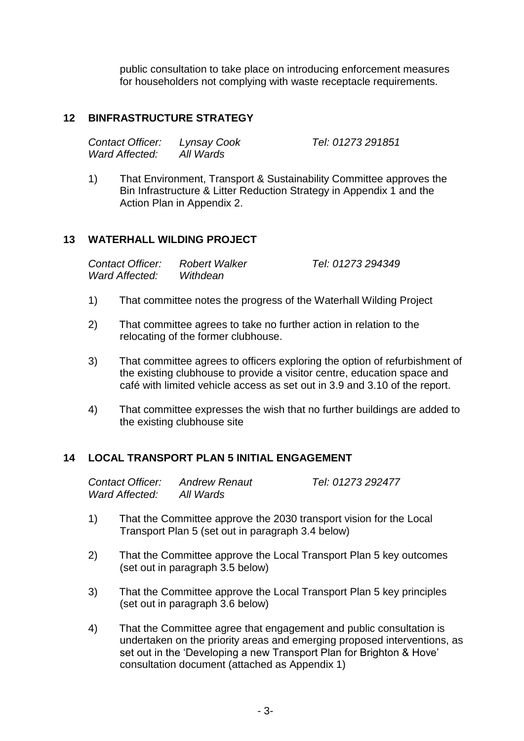public consultation to take place on introducing enforcement measures for householders not complying with waste receptacle requirements.

## 12 BINFRASTRUCTURE STRATEGY

*Contact Officer:* *Lynsay Cook* *Tel: 01273 291851*
*Ward Affected:* *All Wards*

1) That Environment, Transport & Sustainability Committee approves the Bin Infrastructure & Litter Reduction Strategy in Appendix 1 and the Action Plan in Appendix 2.

## 13 WATERHALL WILDING PROJECT

*Contact Officer:* *Robert Walker* *Tel: 01273 294349*
*Ward Affected:* *Withdean*

1) That committee notes the progress of the Waterhall Wilding Project

2) That committee agrees to take no further action in relation to the relocating of the former clubhouse.

3) That committee agrees to officers exploring the option of refurbishment of the existing clubhouse to provide a visitor centre, education space and café with limited vehicle access as set out in 3.9 and 3.10 of the report.

4) That committee expresses the wish that no further buildings are added to the existing clubhouse site

## 14 LOCAL TRANSPORT PLAN 5 INITIAL ENGAGEMENT

*Contact Officer:* *Andrew Renaut* *Tel: 01273 292477*
*Ward Affected:* *All Wards*

1) That the Committee approve the 2030 transport vision for the Local Transport Plan 5 (set out in paragraph 3.4 below)

2) That the Committee approve the Local Transport Plan 5 key outcomes (set out in paragraph 3.5 below)

3) That the Committee approve the Local Transport Plan 5 key principles (set out in paragraph 3.6 below)

4) That the Committee agree that engagement and public consultation is undertaken on the priority areas and emerging proposed interventions, as set out in the 'Developing a new Transport Plan for Brighton & Hove' consultation document (attached as Appendix 1)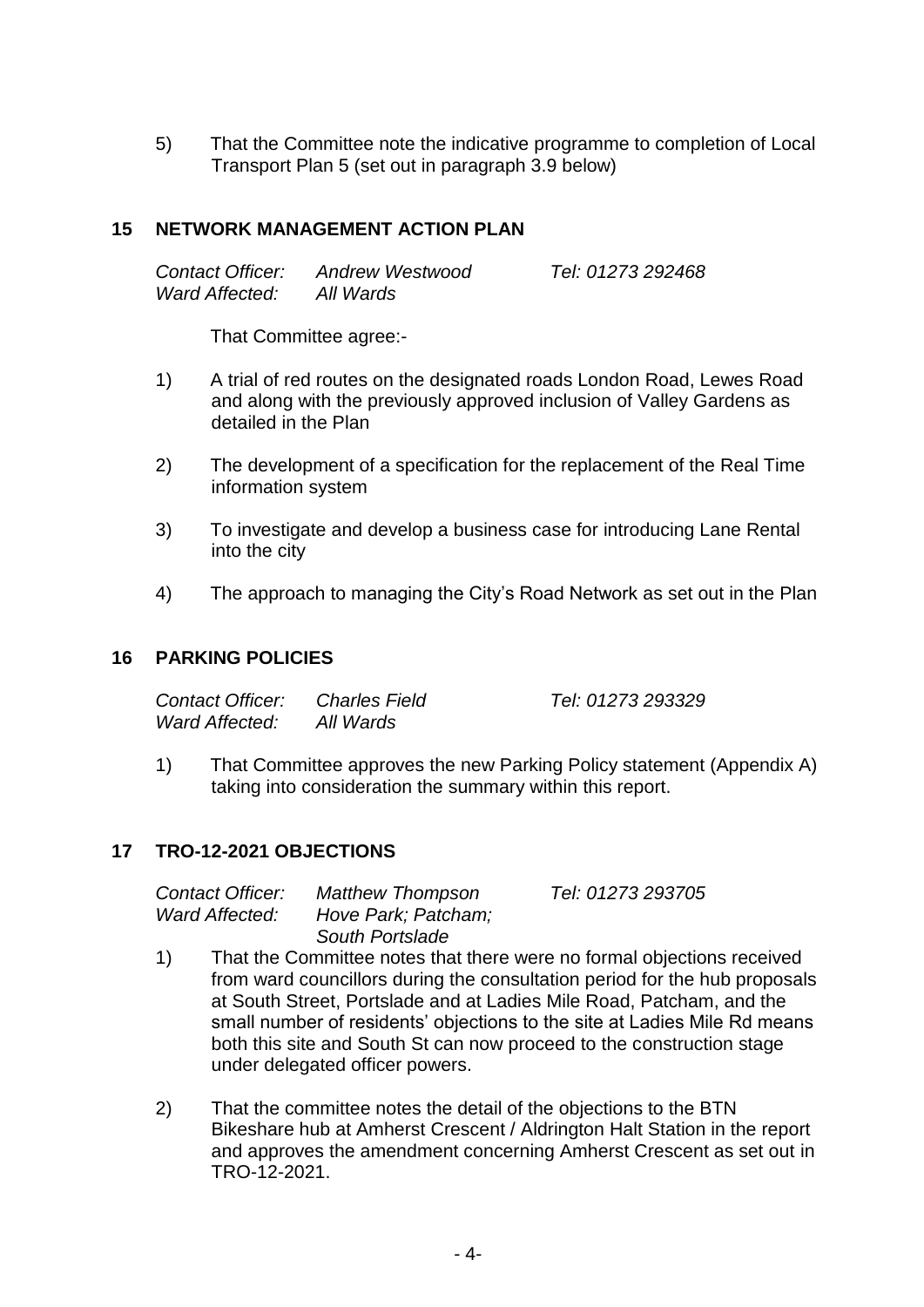5) That the Committee note the indicative programme to completion of Local Transport Plan 5 (set out in paragraph 3.9 below)

## 15 NETWORK MANAGEMENT ACTION PLAN

*Contact Officer:* *Andrew Westwood* *Tel: 01273 292468*
*Ward Affected:* *All Wards*

That Committee agree:-

1) A trial of red routes on the designated roads London Road, Lewes Road and along with the previously approved inclusion of Valley Gardens as detailed in the Plan

2) The development of a specification for the replacement of the Real Time information system

3) To investigate and develop a business case for introducing Lane Rental into the city

4) The approach to managing the City's Road Network as set out in the Plan

## 16 PARKING POLICIES

*Contact Officer:* *Charles Field* *Tel: 01273 293329*
*Ward Affected:* *All Wards*

1) That Committee approves the new Parking Policy statement (Appendix A) taking into consideration the summary within this report.

## 17 TRO-12-2021 OBJECTIONS

*Contact Officer:* *Matthew Thompson* *Tel: 01273 293705*
*Ward Affected:* *Hove Park; Patcham; South Portslade*

1) That the Committee notes that there were no formal objections received from ward councillors during the consultation period for the hub proposals at South Street, Portslade and at Ladies Mile Road, Patcham, and the small number of residents' objections to the site at Ladies Mile Rd means both this site and South St can now proceed to the construction stage under delegated officer powers.

2) That the committee notes the detail of the objections to the BTN Bikeshare hub at Amherst Crescent / Aldrington Halt Station in the report and approves the amendment concerning Amherst Crescent as set out in TRO-12-2021.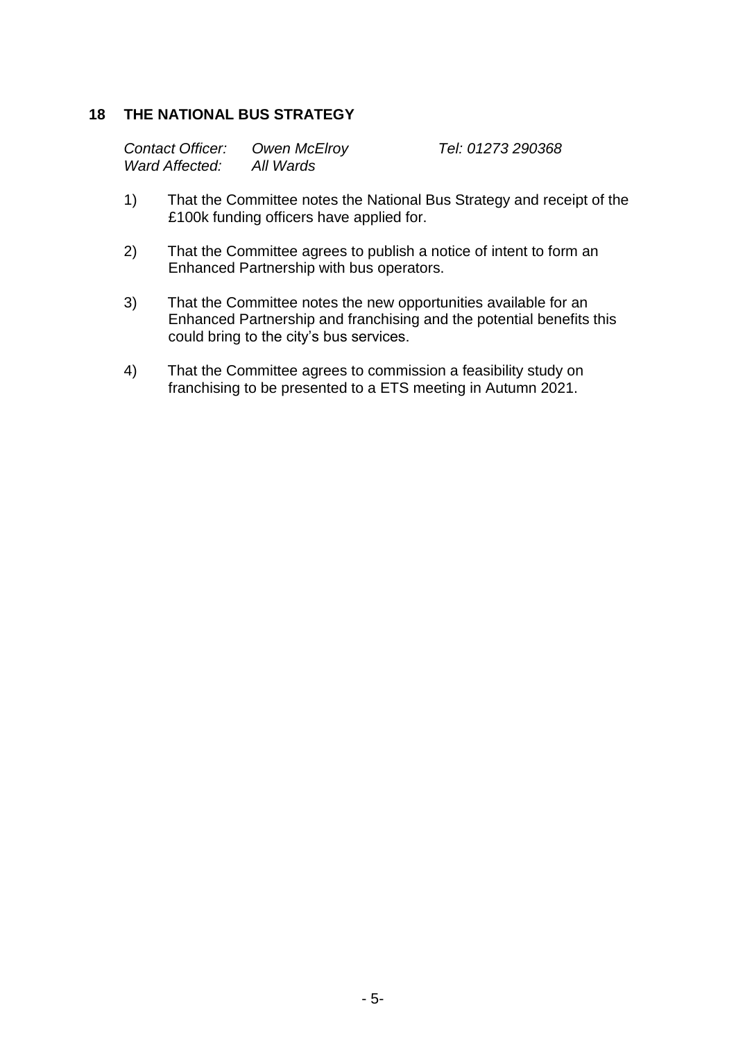## 18 THE NATIONAL BUS STRATEGY

*Contact Officer:* *Owen McElroy* *Tel: 01273 290368*
*Ward Affected:* *All Wards*

1) That the Committee notes the National Bus Strategy and receipt of the £100k funding officers have applied for.

2) That the Committee agrees to publish a notice of intent to form an Enhanced Partnership with bus operators.

3) That the Committee notes the new opportunities available for an Enhanced Partnership and franchising and the potential benefits this could bring to the city's bus services.

4) That the Committee agrees to commission a feasibility study on franchising to be presented to a ETS meeting in Autumn 2021.